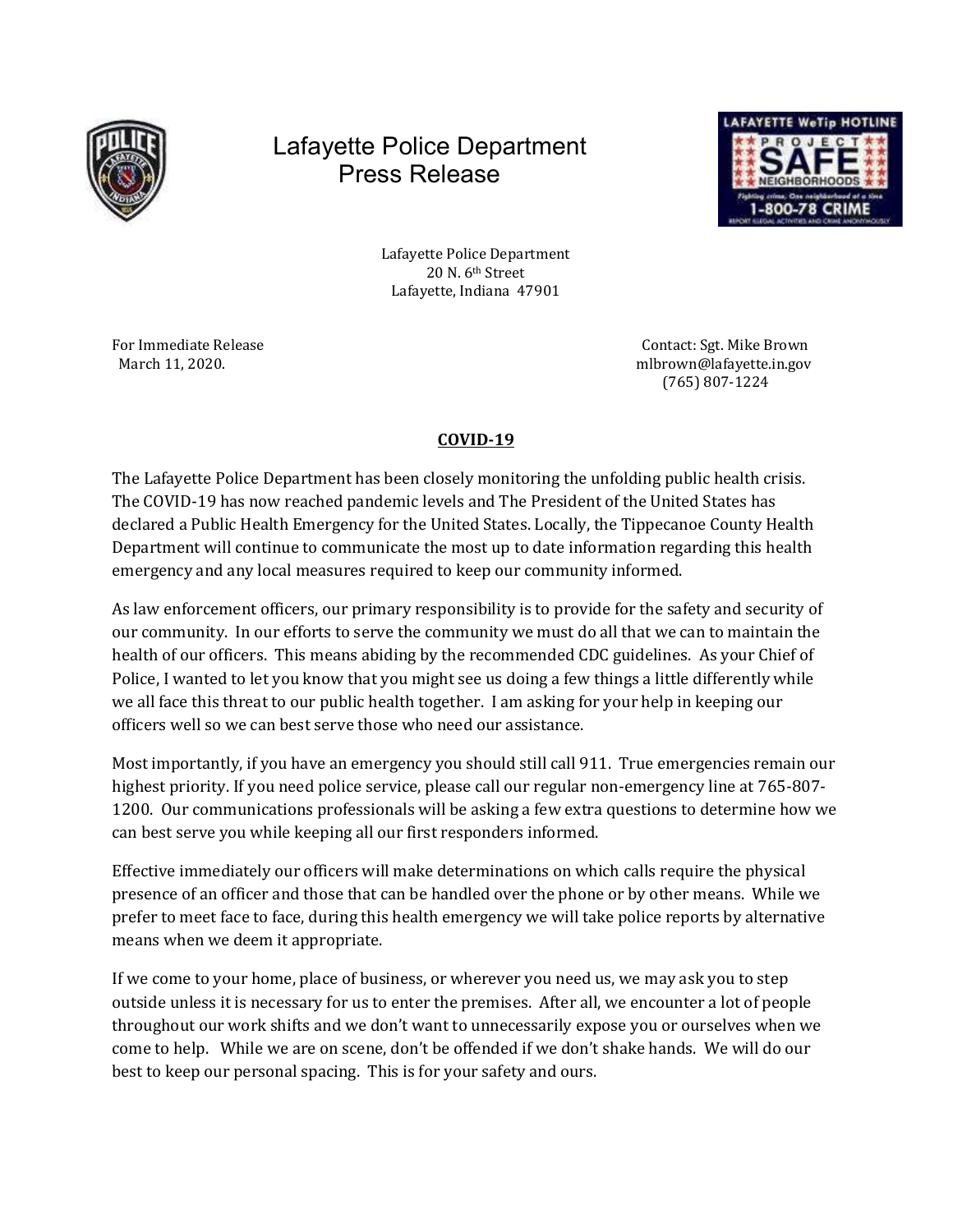# Lafayette Police Department Press Release

Lafayette Police Department
20 N. 6th Street
Lafayette, Indiana 47901

For Immediate Release
March 11, 2020.

Contact: Sgt. Mike Brown
mlbrown@lafayette.in.gov
(765) 807-1224

## COVID-19

The Lafayette Police Department has been closely monitoring the unfolding public health crisis. The COVID-19 has now reached pandemic levels and The President of the United States has declared a Public Health Emergency for the United States. Locally, the Tippecanoe County Health Department will continue to communicate the most up to date information regarding this health emergency and any local measures required to keep our community informed.

As law enforcement officers, our primary responsibility is to provide for the safety and security of our community. In our efforts to serve the community we must do all that we can to maintain the health of our officers. This means abiding by the recommended CDC guidelines. As your Chief of Police, I wanted to let you know that you might see us doing a few things a little differently while we all face this threat to our public health together. I am asking for your help in keeping our officers well so we can best serve those who need our assistance.

Most importantly, if you have an emergency you should still call 911. True emergencies remain our highest priority. If you need police service, please call our regular non-emergency line at 765-807-1200. Our communications professionals will be asking a few extra questions to determine how we can best serve you while keeping all our first responders informed.

Effective immediately our officers will make determinations on which calls require the physical presence of an officer and those that can be handled over the phone or by other means. While we prefer to meet face to face, during this health emergency we will take police reports by alternative means when we deem it appropriate.

If we come to your home, place of business, or wherever you need us, we may ask you to step outside unless it is necessary for us to enter the premises. After all, we encounter a lot of people throughout our work shifts and we don't want to unnecessarily expose you or ourselves when we come to help. While we are on scene, don't be offended if we don't shake hands. We will do our best to keep our personal spacing. This is for your safety and ours.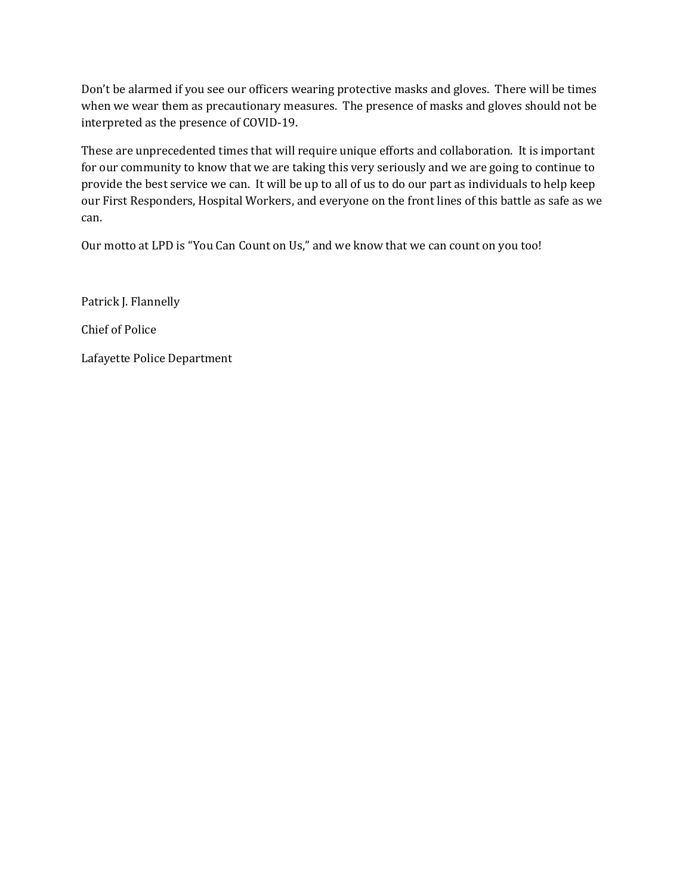Don't be alarmed if you see our officers wearing protective masks and gloves. There will be times when we wear them as precautionary measures. The presence of masks and gloves should not be interpreted as the presence of COVID-19.

These are unprecedented times that will require unique efforts and collaboration. It is important for our community to know that we are taking this very seriously and we are going to continue to provide the best service we can. It will be up to all of us to do our part as individuals to help keep our First Responders, Hospital Workers, and everyone on the front lines of this battle as safe as we can.

Our motto at LPD is "You Can Count on Us," and we know that we can count on you too!

Patrick J. Flannelly

Chief of Police

Lafayette Police Department